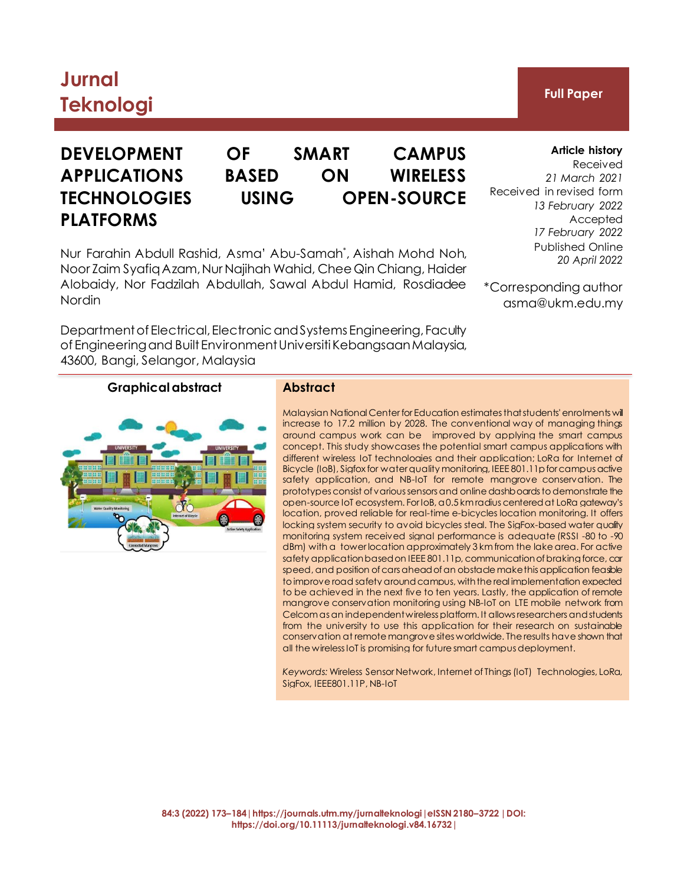Jurnal Teknologi

**Full Paper**

# DEVELOPMENT OF SMART CAMPUS APPLICATIONS BASED ON WIRELESS TECHNOLOGIES USING OPEN-SOURCE PLATFORMS

Nur Farahin Abdull Rashid, Asma' Abu-Samah*, Aishah Mohd Noh, Noor Zaim Syafiq Azam, Nur Najihah Wahid, Chee Qin Chiang, Haider Alobaidy, Nor Fadzilah Abdullah, Sawal Abdul Hamid, Rosdiadee Nordin

Department of Electrical, Electronic and Systems Engineering, Faculty of Engineering and Built Environment Universiti Kebangsaan Malaysia, 43600, Bangi, Selangor, Malaysia

**Article history**
Received
*21 March 2021*
Received in revised form
*13 February 2022*
Accepted
*17 February 2022*
Published Online
*20 April 2022*

*Corresponding author
asma@ukm.edu.my

## Graphical abstract

## Abstract

Malaysian National Center for Education estimates that students' enrolments will increase to 17.2 million by 2028. The conventional way of managing things around campus work can be improved by applying the smart campus concept. This study showcases the potential smart campus applications with different wireless IoT technologies and their application; LoRa for Internet of Bicycle (IoB), Sigfox for water quality monitoring, IEEE 801.11p for campus active safety application, and NB-IoT for remote mangrove conservation. The prototypes consist of various sensors and online dashboards to demonstrate the open-source IoT ecosystem. For IoB, a 0.5 km radius centered at LoRa gateway's location, proved reliable for real-time e-bicycles location monitoring. It offers locking system security to avoid bicycles steal. The SigFox-based water quality monitoring system received signal performance is adequate (RSSI -80 to -90 dBm) with a tower location approximately 3 km from the lake area. For active safety application based on IEEE 801.11p, communication of braking force, car speed, and position of cars ahead of an obstacle make this application feasible to improve road safety around campus, with the real implementation expected to be achieved in the next five to ten years. Lastly, the application of remote mangrove conservation monitoring using NB-IoT on LTE mobile network from Celcom as an independent wireless platform. It allows researchers and students from the university to use this application for their research on sustainable conservation at remote mangrove sites worldwide. The results have shown that all the wireless IoT is promising for future smart campus deployment.

*Keywords:* Wireless Sensor Network, Internet of Things (IoT) Technologies, LoRa, SigFox, IEEE801.11P, NB-IoT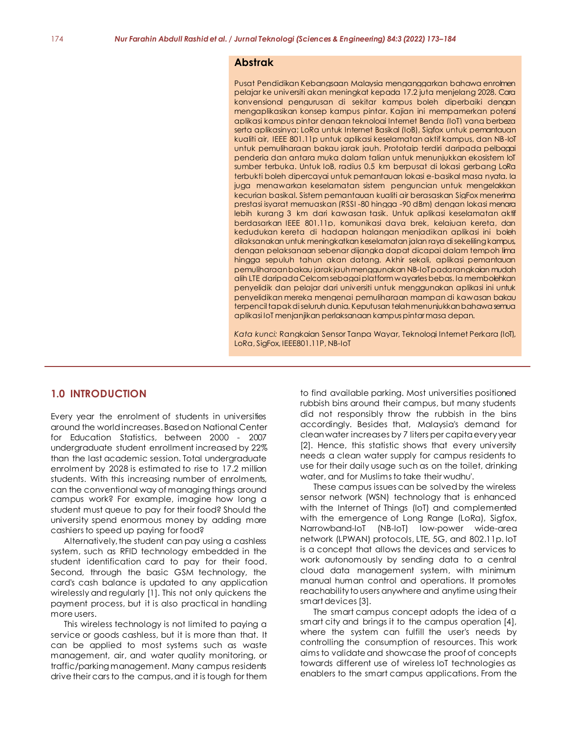## Abstrak

Pusat Pendidikan Kebangsaan Malaysia menganggarkan bahawa enrolmen pelajar ke universiti akan meningkat kepada 17.2 juta menjelang 2028. Cara konvensional pengurusan di sekitar kampus boleh diperbaiki dengan mengaplikasikan konsep kampus pintar. Kajian ini mempamerkan potensi aplikasi kampus pintar dengan teknologi Internet Benda (IoT) yang berbeza serta aplikasinya; LoRa untuk Internet Basikal (IoB), Sigfox untuk pemantauan kualiti air, IEEE 801.11p untuk aplikasi keselamatan aktif kampus, dan NB-IoT untuk pemuliharaan bakau jarak jauh. Prototaip terdiri daripada pelbagai penderia dan antara muka dalam talian untuk menunjukkan ekosistem IoT sumber terbuka. Untuk IoB, radius 0.5 km berpusat di lokasi gerbang LoRa terbukti boleh dipercayai untuk pemantauan lokasi e-basikal masa nyata. Ia juga menawarkan keselamatan sistem penguncian untuk mengelakkan kecurian basikal. Sistem pemantauan kualiti air berasaskan SigFox menerima prestasi isyarat memuaskan (RSSI -80 hingga -90 dBm) dengan lokasi menara lebih kurang 3 km dari kawasan tasik. Untuk aplikasi keselamatan aktif berdasarkan IEEE 801.11p, komunikasi daya brek, kelajuan kereta, dan kedudukan kereta di hadapan halangan menjadikan aplikasi ini boleh dilaksanakan untuk meningkatkan keselamatan jalan raya di sekeliling kampus, dengan pelaksanaan sebenar dijangka dapat dicapai dalam tempoh lima hingga sepuluh tahun akan datang. Akhir sekali, aplikasi pemantauan pemuliharaan bakau jarak jauh menggunakan NB-IoT pada rangkaian mudah alih LTE daripada Celcom sebagai platform wayarles bebas. Ia membolehkan penyelidik dan pelajar dari universiti untuk menggunakan aplikasi ini untuk penyelidikan mereka mengenai pemuliharaan mampan di kawasan bakau terpencil tapak di seluruh dunia. Keputusan telah menunjukkan bahawa semua aplikasi IoT menjanjikan perlaksanaan kampus pintar masa depan.

*Kata kunci:* Rangkaian Sensor Tanpa Wayar, Teknologi Internet Perkara (IoT), LoRa, SigFox, IEEE801.11P, NB-IoT

## 1.0 INTRODUCTION

Every year the enrolment of students in universities around the world increases. Based on National Center for Education Statistics, between 2000 - 2007 undergraduate student enrollment increased by 22% than the last academic session. Total undergraduate enrolment by 2028 is estimated to rise to 17.2 million students. With this increasing number of enrolments, can the conventional way of managing things around campus work? For example, imagine how long a student must queue to pay for their food? Should the university spend enormous money by adding more cashiers to speed up paying for food?

Alternatively, the student can pay using a cashless system, such as RFID technology embedded in the student identification card to pay for their food. Second, through the basic GSM technology, the card's cash balance is updated to any application wirelessly and regularly [1]. This not only quickens the payment process, but it is also practical in handling more users.

This wireless technology is not limited to paying a service or goods cashless, but it is more than that. It can be applied to most systems such as waste management, air, and water quality monitoring, or traffic/parking management. Many campus residents drive their cars to the campus, and it is tough for them to find available parking. Most universities positioned rubbish bins around their campus, but many students did not responsibly throw the rubbish in the bins accordingly. Besides that, Malaysia's demand for clean water increases by 7 liters per capita every year [2]. Hence, this statistic shows that every university needs a clean water supply for campus residents to use for their daily usage such as on the toilet, drinking water, and for Muslims to take their wudhu'.

These campus issues can be solved by the wireless sensor network (WSN) technology that is enhanced with the Internet of Things (IoT) and complemented with the emergence of Long Range (LoRa), Sigfox, Narrowband-IoT (NB-IoT) low-power wide-area network (LPWAN) protocols, LTE, 5G, and 802.11p. IoT is a concept that allows the devices and services to work autonomously by sending data to a central cloud data management system, with minimum manual human control and operations. It promotes reachability to users anywhere and anytime using their smart devices [3].

The smart campus concept adopts the idea of a smart city and brings it to the campus operation [4], where the system can fulfill the user's needs by controlling the consumption of resources. This work aims to validate and showcase the proof of concepts towards different use of wireless IoT technologies as enablers to the smart campus applications. From the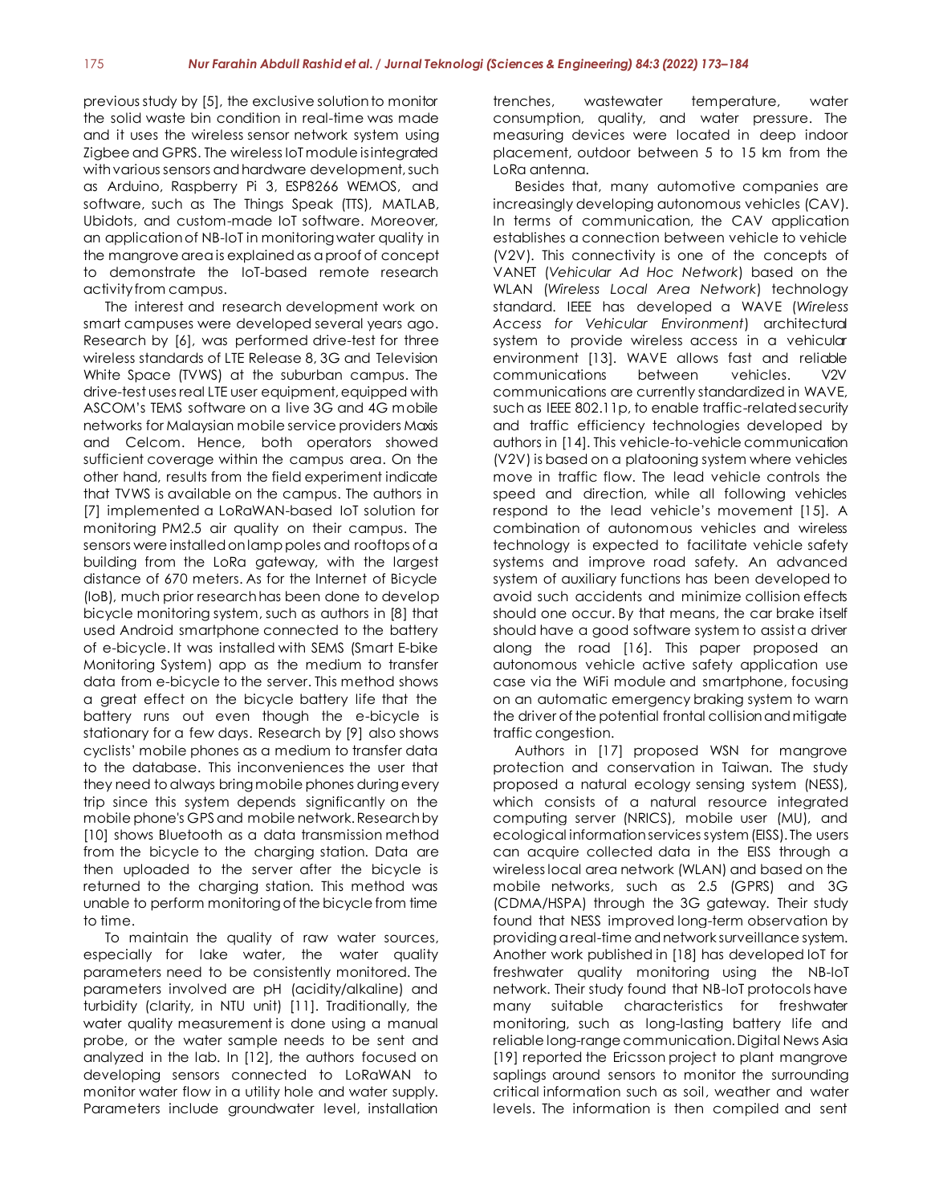previous study by [5], the exclusive solution to monitor the solid waste bin condition in real-time was made and it uses the wireless sensor network system using Zigbee and GPRS. The wireless IoT module is integrated with various sensors and hardware development, such as Arduino, Raspberry Pi 3, ESP8266 WEMOS, and software, such as The Things Speak (TTS), MATLAB, Ubidots, and custom-made IoT software. Moreover, an application of NB-IoT in monitoring water quality in the mangrove area is explained as a proof of concept to demonstrate the IoT-based remote research activity from campus.

The interest and research development work on smart campuses were developed several years ago. Research by [6], was performed drive-test for three wireless standards of LTE Release 8, 3G and Television White Space (TVWS) at the suburban campus. The drive-test uses real LTE user equipment, equipped with ASCOM's TEMS software on a live 3G and 4G mobile networks for Malaysian mobile service providers Maxis and Celcom. Hence, both operators showed sufficient coverage within the campus area. On the other hand, results from the field experiment indicate that TVWS is available on the campus. The authors in [7] implemented a LoRaWAN-based IoT solution for monitoring PM2.5 air quality on their campus. The sensors were installed on lamp poles and rooftops of a building from the LoRa gateway, with the largest distance of 670 meters. As for the Internet of Bicycle (IoB), much prior research has been done to develop bicycle monitoring system, such as authors in [8] that used Android smartphone connected to the battery of e-bicycle. It was installed with SEMS (Smart E-bike Monitoring System) app as the medium to transfer data from e-bicycle to the server. This method shows a great effect on the bicycle battery life that the battery runs out even though the e-bicycle is stationary for a few days. Research by [9] also shows cyclists' mobile phones as a medium to transfer data to the database. This inconveniences the user that they need to always bring mobile phones during every trip since this system depends significantly on the mobile phone's GPS and mobile network. Research by [10] shows Bluetooth as a data transmission method from the bicycle to the charging station. Data are then uploaded to the server after the bicycle is returned to the charging station. This method was unable to perform monitoring of the bicycle from time to time.

To maintain the quality of raw water sources, especially for lake water, the water quality parameters need to be consistently monitored. The parameters involved are pH (acidity/alkaline) and turbidity (clarity, in NTU unit) [11]. Traditionally, the water quality measurement is done using a manual probe, or the water sample needs to be sent and analyzed in the lab. In [12], the authors focused on developing sensors connected to LoRaWAN to monitor water flow in a utility hole and water supply. Parameters include groundwater level, installation trenches, wastewater temperature, water consumption, quality, and water pressure. The measuring devices were located in deep indoor placement, outdoor between 5 to 15 km from the LoRa antenna.

Besides that, many automotive companies are increasingly developing autonomous vehicles (CAV). In terms of communication, the CAV application establishes a connection between vehicle to vehicle (V2V). This connectivity is one of the concepts of VANET (*Vehicular Ad Hoc Network*) based on the WLAN (*Wireless Local Area Network*) technology standard. IEEE has developed a WAVE (*Wireless Access for Vehicular Environment*) architectural system to provide wireless access in a vehicular environment [13]. WAVE allows fast and reliable communications between vehicles. V2V communications are currently standardized in WAVE, such as IEEE 802.11p, to enable traffic-related security and traffic efficiency technologies developed by authors in [14]. This vehicle-to-vehicle communication (V2V) is based on a platooning system where vehicles move in traffic flow. The lead vehicle controls the speed and direction, while all following vehicles respond to the lead vehicle's movement [15]. A combination of autonomous vehicles and wireless technology is expected to facilitate vehicle safety systems and improve road safety. An advanced system of auxiliary functions has been developed to avoid such accidents and minimize collision effects should one occur. By that means, the car brake itself should have a good software system to assist a driver along the road [16]. This paper proposed an autonomous vehicle active safety application use case via the WiFi module and smartphone, focusing on an automatic emergency braking system to warn the driver of the potential frontal collision and mitigate traffic congestion.

Authors in [17] proposed WSN for mangrove protection and conservation in Taiwan. The study proposed a natural ecology sensing system (NESS), which consists of a natural resource integrated computing server (NRICS), mobile user (MU), and ecological information services system (EISS). The users can acquire collected data in the EISS through a wireless local area network (WLAN) and based on the mobile networks, such as 2.5 (GPRS) and 3G (CDMA/HSPA) through the 3G gateway. Their study found that NESS improved long-term observation by providing a real-time and network surveillance system. Another work published in [18] has developed IoT for freshwater quality monitoring using the NB-IoT network. Their study found that NB-IoT protocols have many suitable characteristics for freshwater monitoring, such as long-lasting battery life and reliable long-range communication. Digital News Asia [19] reported the Ericsson project to plant mangrove saplings around sensors to monitor the surrounding critical information such as soil, weather and water levels. The information is then compiled and sent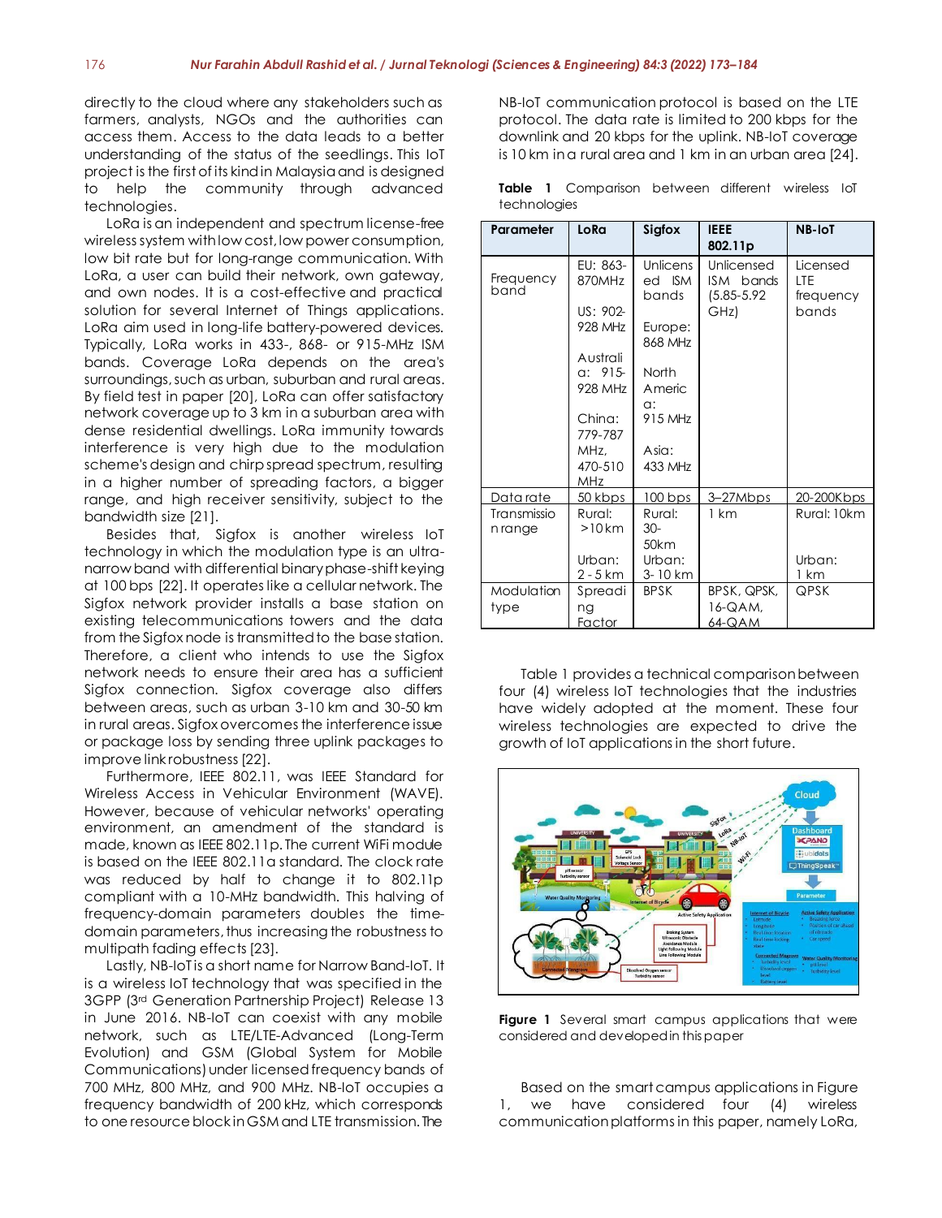directly to the cloud where any stakeholders such as farmers, analysts, NGOs and the authorities can access them. Access to the data leads to a better understanding of the status of the seedlings. This IoT project is the first of its kind in Malaysia and is designed to help the community through advanced technologies.

LoRa is an independent and spectrum license-free wireless system with low cost, low power consumption, low bit rate but for long-range communication. With LoRa, a user can build their network, own gateway, and own nodes. It is a cost-effective and practical solution for several Internet of Things applications. LoRa aim used in long-life battery-powered devices. Typically, LoRa works in 433-, 868- or 915-MHz ISM bands. Coverage LoRa depends on the area's surroundings, such as urban, suburban and rural areas. By field test in paper [20], LoRa can offer satisfactory network coverage up to 3 km in a suburban area with dense residential dwellings. LoRa immunity towards interference is very high due to the modulation scheme's design and chirp spread spectrum, resulting in a higher number of spreading factors, a bigger range, and high receiver sensitivity, subject to the bandwidth size [21].

Besides that, Sigfox is another wireless IoT technology in which the modulation type is an ultra-narrow band with differential binary phase-shift keying at 100 bps [22]. It operates like a cellular network. The Sigfox network provider installs a base station on existing telecommunications towers and the data from the Sigfox node is transmitted to the base station. Therefore, a client who intends to use the Sigfox network needs to ensure their area has a sufficient Sigfox connection. Sigfox coverage also differs between areas, such as urban 3-10 km and 30-50 km in rural areas. Sigfox overcomes the interference issue or package loss by sending three uplink packages to improve link robustness [22].

Furthermore, IEEE 802.11, was IEEE Standard for Wireless Access in Vehicular Environment (WAVE). However, because of vehicular networks' operating environment, an amendment of the standard is made, known as IEEE 802.11p. The current WiFi module is based on the IEEE 802.11a standard. The clock rate was reduced by half to change it to 802.11p compliant with a 10-MHz bandwidth. This halving of frequency-domain parameters doubles the time-domain parameters, thus increasing the robustness to multipath fading effects [23].

Lastly, NB-IoT is a short name for Narrow Band-IoT. It is a wireless IoT technology that was specified in the 3GPP (3rd Generation Partnership Project) Release 13 in June 2016. NB-IoT can coexist with any mobile network, such as LTE/LTE-Advanced (Long-Term Evolution) and GSM (Global System for Mobile Communications) under licensed frequency bands of 700 MHz, 800 MHz, and 900 MHz. NB-IoT occupies a frequency bandwidth of 200 kHz, which corresponds to one resource block in GSM and LTE transmission. The NB-IoT communication protocol is based on the LTE protocol. The data rate is limited to 200 kbps for the downlink and 20 kbps for the uplink. NB-IoT coverage is 10 km in a rural area and 1 km in an urban area [24].

**Table 1** Comparison between different wireless IoT technologies

| Parameter | LoRa | Sigfox | IEEE 802.11p | NB-IoT |
|---|---|---|---|---|
| Frequency band | EU: 863-870MHz<br>US: 902-928 MHz<br>Australia: 915-928 MHz<br>China: 779-787 MHz, 470-510 MHz | Unlicensed ISM bands<br>Europe: 868 MHz<br>North America: 915 MHz<br>Asia: 433 MHz | Unlicensed ISM bands (5.85-5.92 GHz) | Licensed LTE frequency bands |
| Data rate | 50 kbps | 100 bps | 3–27Mbps | 20-200Kbps |
| Transmission range | Rural: >10km<br>Urban: 2-5 km | Rural: 30-50km<br>Urban: 3-10 km | 1 km | Rural: 10km<br>Urban: 1 km |
| Modulation type | Spreading Factor | BPSK | BPSK, QPSK, 16-QAM, 64-QAM | QPSK |

Table 1 provides a technical comparison between four (4) wireless IoT technologies that the industries have widely adopted at the moment. These four wireless technologies are expected to drive the growth of IoT applications in the short future.

**Figure 1** Several smart campus applications that were considered and developed in this paper

Based on the smart campus applications in Figure 1, we have considered four (4) wireless communication platforms in this paper, namely LoRa,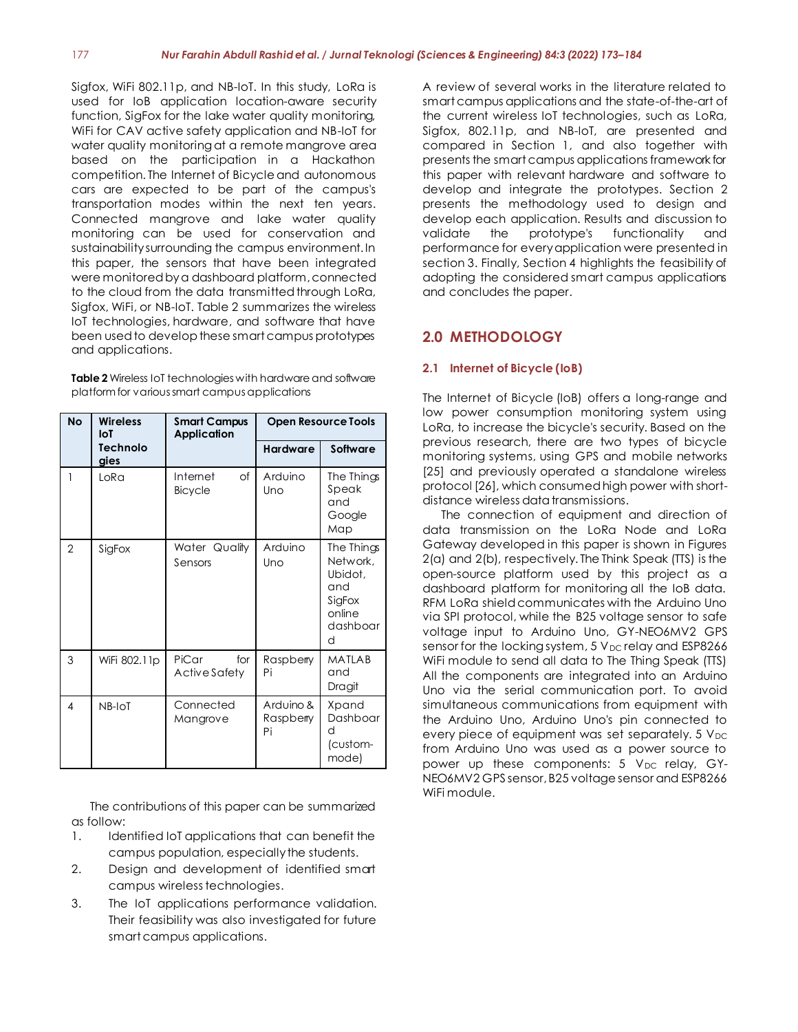Sigfox, WiFi 802.11p, and NB-IoT. In this study, LoRa is used for IoB application location-aware security function, SigFox for the lake water quality monitoring, WiFi for CAV active safety application and NB-IoT for water quality monitoring at a remote mangrove area based on the participation in a Hackathon competition. The Internet of Bicycle and autonomous cars are expected to be part of the campus's transportation modes within the next ten years. Connected mangrove and lake water quality monitoring can be used for conservation and sustainability surrounding the campus environment. In this paper, the sensors that have been integrated were monitored by a dashboard platform, connected to the cloud from the data transmitted through LoRa, Sigfox, WiFi, or NB-IoT. Table 2 summarizes the wireless IoT technologies, hardware, and software that have been used to develop these smart campus prototypes and applications.

**Table 2** Wireless IoT technologies with hardware and software platform for various smart campus applications

| No | Wireless IoT Technologies | Smart Campus Application | Open Resource Tools | |
|---|---|---|---|---|
| | | | Hardware | Software |
| 1 | LoRa | Internet of Bicycle | Arduino Uno | The Things Speak and Google Map |
| 2 | SigFox | Water Quality Sensors | Arduino Uno | The Things Network, Ubidot, and SigFox online dashboard |
| 3 | WiFi 802.11p | PiCar for Active Safety | Raspberry Pi | MATLAB and Dragit |
| 4 | NB-IoT | Connected Mangrove | Arduino & Raspberry Pi | Xpand Dashboard (custom-mode) |

The contributions of this paper can be summarized as follow:

1. Identified IoT applications that can benefit the campus population, especially the students.
2. Design and development of identified smart campus wireless technologies.
3. The IoT applications performance validation. Their feasibility was also investigated for future smart campus applications.

A review of several works in the literature related to smart campus applications and the state-of-the-art of the current wireless IoT technologies, such as LoRa, Sigfox, 802.11p, and NB-IoT, are presented and compared in Section 1, and also together with presents the smart campus applications framework for this paper with relevant hardware and software to develop and integrate the prototypes. Section 2 presents the methodology used to design and develop each application. Results and discussion to validate the prototype's functionality and performance for every application were presented in section 3. Finally, Section 4 highlights the feasibility of adopting the considered smart campus applications and concludes the paper.

## 2.0 METHODOLOGY

### 2.1 Internet of Bicycle (IoB)

The Internet of Bicycle (IoB) offers a long-range and low power consumption monitoring system using LoRa, to increase the bicycle's security. Based on the previous research, there are two types of bicycle monitoring systems, using GPS and mobile networks [25] and previously operated a standalone wireless protocol [26], which consumed high power with short-distance wireless data transmissions.

The connection of equipment and direction of data transmission on the LoRa Node and LoRa Gateway developed in this paper is shown in Figures 2(a) and 2(b), respectively. The Think Speak (TTS) is the open-source platform used by this project as a dashboard platform for monitoring all the IoB data. RFM LoRa shield communicates with the Arduino Uno via SPI protocol, while the B25 voltage sensor to safe voltage input to Arduino Uno, GY-NEO6MV2 GPS sensor for the locking system, 5 $V_{DC}$ relay and ESP8266 WiFi module to send all data to The Thing Speak (TTS) All the components are integrated into an Arduino Uno via the serial communication port. To avoid simultaneous communications from equipment with the Arduino Uno, Arduino Uno's pin connected to every piece of equipment was set separately. 5 $V_{DC}$ from Arduino Uno was used as a power source to power up these components: 5 $V_{DC}$ relay, GY-NEO6MV2 GPS sensor, B25 voltage sensor and ESP8266 WiFi module.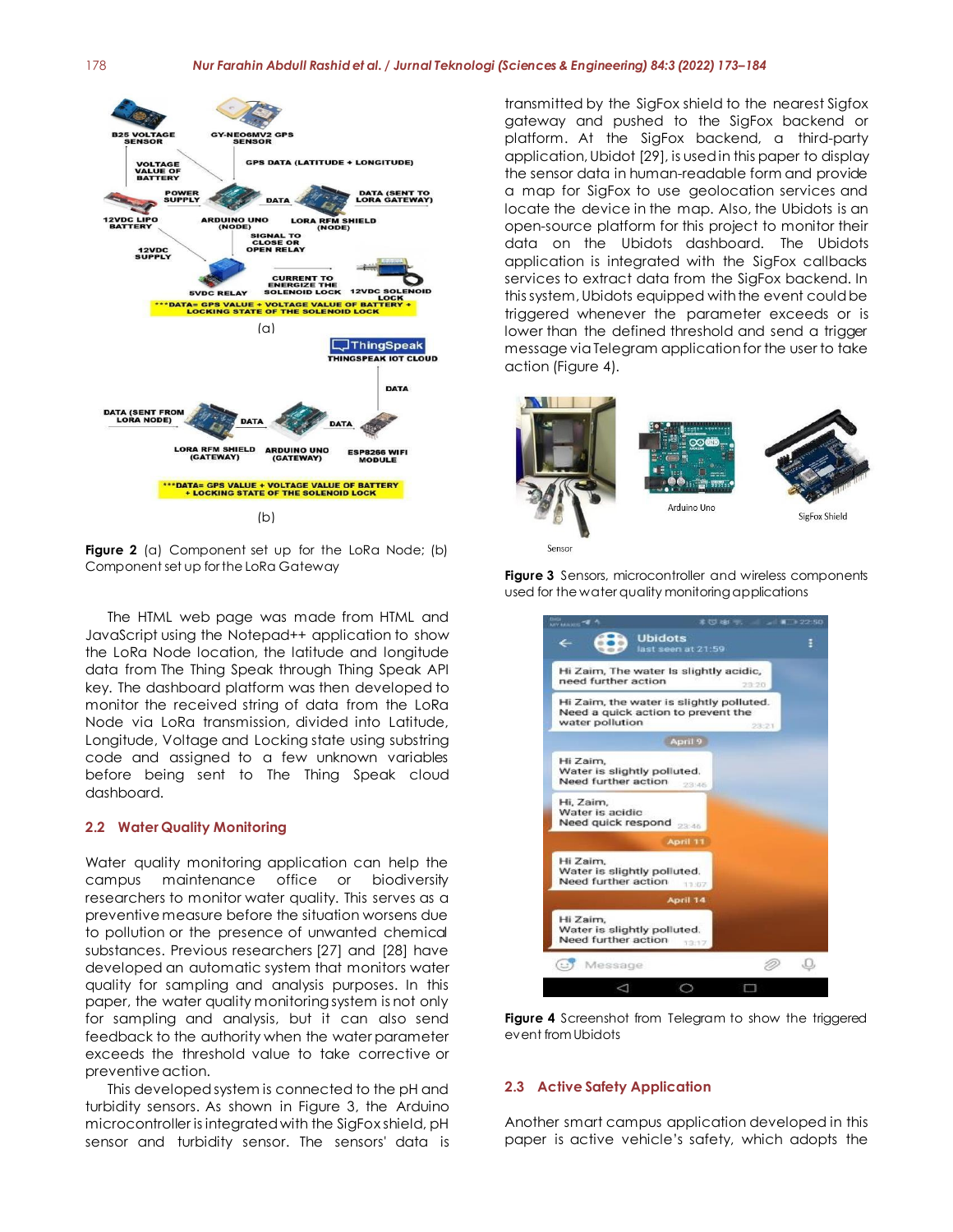Figure 2 (a) Component set up for the LoRa Node; (b) Component set up for the LoRa Gateway

The HTML web page was made from HTML and JavaScript using the Notepad++ application to show the LoRa Node location, the latitude and longitude data from The Thing Speak through Thing Speak API key. The dashboard platform was then developed to monitor the received string of data from the LoRa Node via LoRa transmission, divided into Latitude, Longitude, Voltage and Locking state using substring code and assigned to a few unknown variables before being sent to The Thing Speak cloud dashboard.

## 2.2 Water Quality Monitoring

Water quality monitoring application can help the campus maintenance office or biodiversity researchers to monitor water quality. This serves as a preventive measure before the situation worsens due to pollution or the presence of unwanted chemical substances. Previous researchers [27] and [28] have developed an automatic system that monitors water quality for sampling and analysis purposes. In this paper, the water quality monitoring system is not only for sampling and analysis, but it can also send feedback to the authority when the water parameter exceeds the threshold value to take corrective or preventive action.

This developed system is connected to the pH and turbidity sensors. As shown in Figure 3, the Arduino microcontroller is integrated with the SigFox shield, pH sensor and turbidity sensor. The sensors' data is transmitted by the SigFox shield to the nearest Sigfox gateway and pushed to the SigFox backend or platform. At the SigFox backend, a third-party application, Ubidot [29], is used in this paper to display the sensor data in human-readable form and provide a map for SigFox to use geolocation services and locate the device in the map. Also, the Ubidots is an open-source platform for this project to monitor their data on the Ubidots dashboard. The Ubidots application is integrated with the SigFox callbacks services to extract data from the SigFox backend. In this system, Ubidots equipped with the event could be triggered whenever the parameter exceeds or is lower than the defined threshold and send a trigger message via Telegram application for the user to take action (Figure 4).

Figure 3 Sensors, microcontroller and wireless components used for the water quality monitoring applications

Figure 4 Screenshot from Telegram to show the triggered event from Ubidots

## 2.3 Active Safety Application

Another smart campus application developed in this paper is active vehicle's safety, which adopts the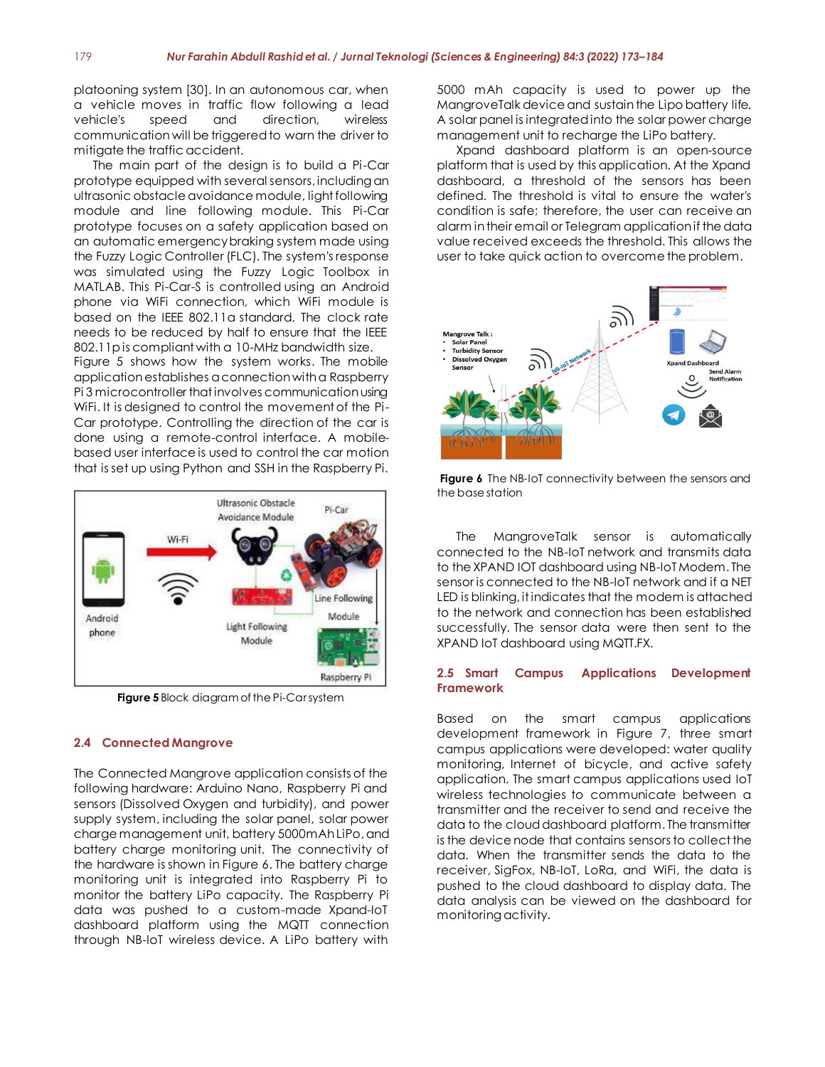platooning system [30]. In an autonomous car, when a vehicle moves in traffic flow following a lead vehicle's speed and direction, wireless communication will be triggered to warn the driver to mitigate the traffic accident.

The main part of the design is to build a Pi-Car prototype equipped with several sensors, including an ultrasonic obstacle avoidance module, light following module and line following module. This Pi-Car prototype focuses on a safety application based on an automatic emergency braking system made using the Fuzzy Logic Controller (FLC). The system's response was simulated using the Fuzzy Logic Toolbox in MATLAB. This Pi-Car-S is controlled using an Android phone via WiFi connection, which WiFi module is based on the IEEE 802.11a standard. The clock rate needs to be reduced by half to ensure that the IEEE 802.11p is compliant with a 10-MHz bandwidth size. Figure 5 shows how the system works. The mobile application establishes a connection with a Raspberry Pi 3 microcontroller that involves communication using WiFi. It is designed to control the movement of the Pi-Car prototype. Controlling the direction of the car is done using a remote-control interface. A mobile-based user interface is used to control the car motion that is set up using Python and SSH in the Raspberry Pi.

**Figure 5** Block diagram of the Pi-Car system

## 2.4 Connected Mangrove

The Connected Mangrove application consists of the following hardware: Arduino Nano, Raspberry Pi and sensors (Dissolved Oxygen and turbidity), and power supply system, including the solar panel, solar power charge management unit, battery 5000mAh LiPo, and battery charge monitoring unit. The connectivity of the hardware is shown in Figure 6. The battery charge monitoring unit is integrated into Raspberry Pi to monitor the battery LiPo capacity. The Raspberry Pi data was pushed to a custom-made Xpand-IoT dashboard platform using the MQTT connection through NB-IoT wireless device. A LiPo battery with 5000 mAh capacity is used to power up the MangroveTalk device and sustain the Lipo battery life. A solar panel is integrated into the solar power charge management unit to recharge the LiPo battery.

Xpand dashboard platform is an open-source platform that is used by this application. At the Xpand dashboard, a threshold of the sensors has been defined. The threshold is vital to ensure the water's condition is safe; therefore, the user can receive an alarm in their email or Telegram application if the data value received exceeds the threshold. This allows the user to take quick action to overcome the problem.

**Figure 6** The NB-IoT connectivity between the sensors and the base station

The MangroveTalk sensor is automatically connected to the NB-IoT network and transmits data to the XPAND IOT dashboard using NB-IoT Modem. The sensor is connected to the NB-IoT network and if a NET LED is blinking, it indicates that the modem is attached to the network and connection has been established successfully. The sensor data were then sent to the XPAND IoT dashboard using MQTT.FX.

## 2.5 Smart Campus Applications Development Framework

Based on the smart campus applications development framework in Figure 7, three smart campus applications were developed: water quality monitoring, Internet of bicycle, and active safety application. The smart campus applications used IoT wireless technologies to communicate between a transmitter and the receiver to send and receive the data to the cloud dashboard platform. The transmitter is the device node that contains sensors to collect the data. When the transmitter sends the data to the receiver, SigFox, NB-IoT, LoRa, and WiFi, the data is pushed to the cloud dashboard to display data. The data analysis can be viewed on the dashboard for monitoring activity.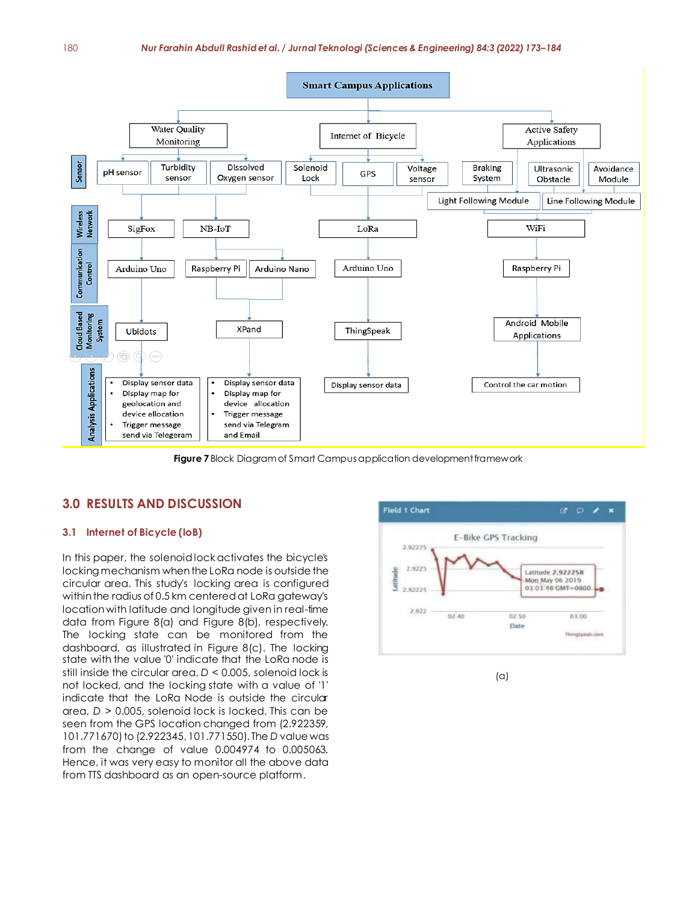Figure 7 Block Diagram of Smart Campus application development framework

## 3.0 RESULTS AND DISCUSSION

### 3.1 Internet of Bicycle (IoB)

In this paper, the solenoid lock activates the bicycle's locking mechanism when the LoRa node is outside the circular area. This study's locking area is configured within the radius of 0.5 km centered at LoRa gateway's location with latitude and longitude given in real-time data from Figure 8(a) and Figure 8(b), respectively. The locking state can be monitored from the dashboard, as illustrated in Figure 8(c). The locking state with the value '0' indicate that the LoRa node is still inside the circular area, $D < 0.005$, solenoid lock is not locked, and the locking state with a value of '1' indicate that the LoRa Node is outside the circular area, $D > 0.005$, solenoid lock is locked. This can be seen from the GPS location changed from (2.922359, 101.771670) to (2.922345, 101.771550). The $D$ value was from the change of value 0.004974 to 0.005063. Hence, it was very easy to monitor all the above data from TTS dashboard as an open-source platform.

(a)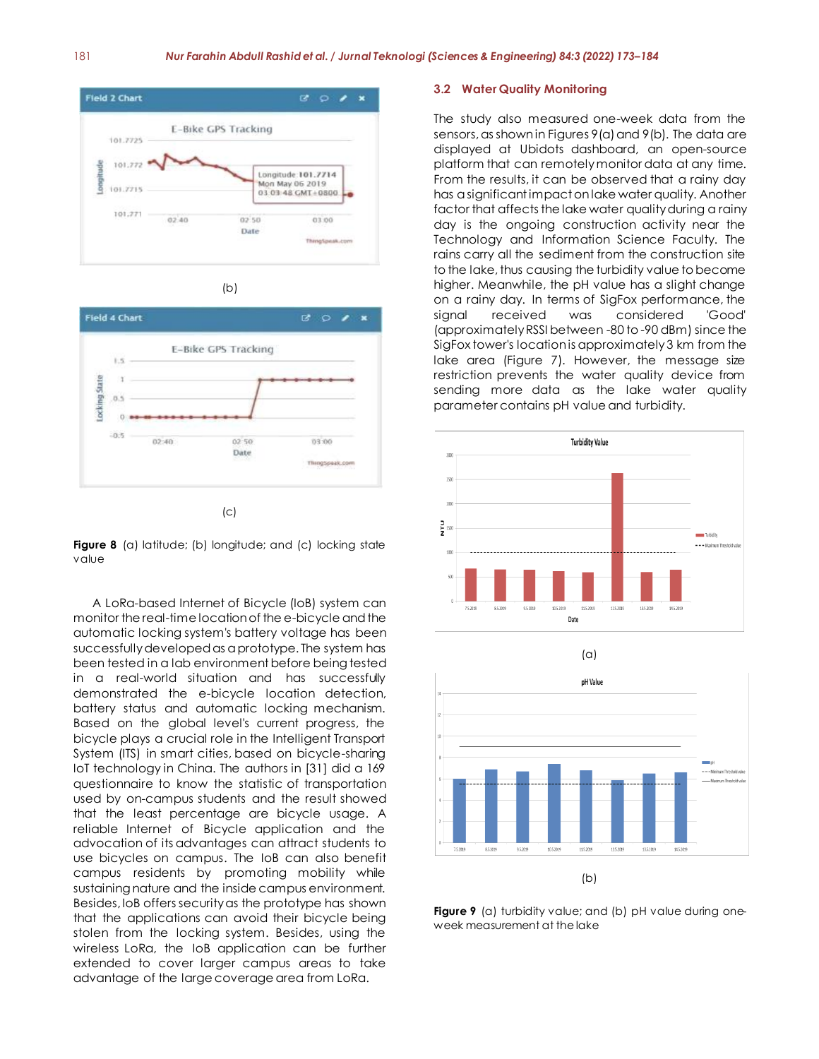(b)

(c)

**Figure 8** (a) latitude; (b) longitude; and (c) locking state value

A LoRa-based Internet of Bicycle (IoB) system can monitor the real-time location of the e-bicycle and the automatic locking system's battery voltage has been successfully developed as a prototype. The system has been tested in a lab environment before being tested in a real-world situation and has successfully demonstrated the e-bicycle location detection, battery status and automatic locking mechanism. Based on the global level's current progress, the bicycle plays a crucial role in the Intelligent Transport System (ITS) in smart cities, based on bicycle-sharing IoT technology in China. The authors in [31] did a 169 questionnaire to know the statistic of transportation used by on-campus students and the result showed that the least percentage are bicycle usage. A reliable Internet of Bicycle application and the advocation of its advantages can attract students to use bicycles on campus. The IoB can also benefit campus residents by promoting mobility while sustaining nature and the inside campus environment. Besides, IoB offers security as the prototype has shown that the applications can avoid their bicycle being stolen from the locking system. Besides, using the wireless LoRa, the IoB application can be further extended to cover larger campus areas to take advantage of the large coverage area from LoRa.

## 3.2 Water Quality Monitoring

The study also measured one-week data from the sensors, as shown in Figures 9(a) and 9(b). The data are displayed at Ubidots dashboard, an open-source platform that can remotely monitor data at any time. From the results, it can be observed that a rainy day has a significant impact on lake water quality. Another factor that affects the lake water quality during a rainy day is the ongoing construction activity near the Technology and Information Science Faculty. The rains carry all the sediment from the construction site to the lake, thus causing the turbidity value to become higher. Meanwhile, the pH value has a slight change on a rainy day. In terms of SigFox performance, the signal received was considered 'Good' (approximately RSSI between -80 to -90 dBm) since the SigFox tower's location is approximately 3 km from the lake area (Figure 7). However, the message size restriction prevents the water quality device from sending more data as the lake water quality parameter contains pH value and turbidity.

(a)

(b)

**Figure 9** (a) turbidity value; and (b) pH value during one-week measurement at the lake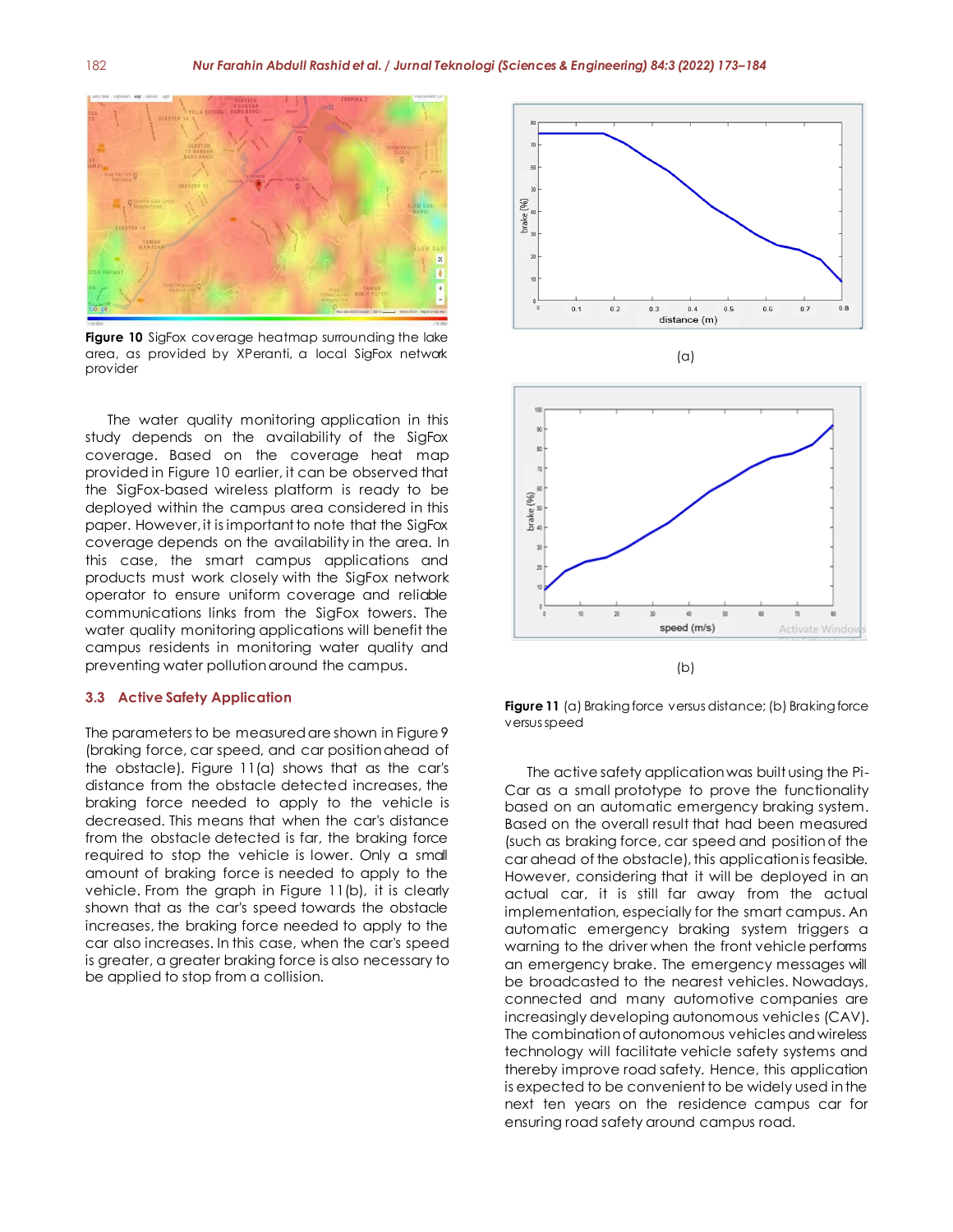Figure 10 SigFox coverage heatmap surrounding the lake area, as provided by XPeranti, a local SigFox network provider

The water quality monitoring application in this study depends on the availability of the SigFox coverage. Based on the coverage heat map provided in Figure 10 earlier, it can be observed that the SigFox-based wireless platform is ready to be deployed within the campus area considered in this paper. However, it is important to note that the SigFox coverage depends on the availability in the area. In this case, the smart campus applications and products must work closely with the SigFox network operator to ensure uniform coverage and reliable communications links from the SigFox towers. The water quality monitoring applications will benefit the campus residents in monitoring water quality and preventing water pollution around the campus.

### 3.3 Active Safety Application

The parameters to be measured are shown in Figure 9 (braking force, car speed, and car position ahead of the obstacle). Figure 11(a) shows that as the car's distance from the obstacle detected increases, the braking force needed to apply to the vehicle is decreased. This means that when the car's distance from the obstacle detected is far, the braking force required to stop the vehicle is lower. Only a small amount of braking force is needed to apply to the vehicle. From the graph in Figure 11(b), it is clearly shown that as the car's speed towards the obstacle increases, the braking force needed to apply to the car also increases. In this case, when the car's speed is greater, a greater braking force is also necessary to be applied to stop from a collision.

(a)

(b)

**Figure 11** (a) Braking force versus distance; (b) Braking force versus speed

The active safety application was built using the Pi-Car as a small prototype to prove the functionality based on an automatic emergency braking system. Based on the overall result that had been measured (such as braking force, car speed and position of the car ahead of the obstacle), this application is feasible. However, considering that it will be deployed in an actual car, it is still far away from the actual implementation, especially for the smart campus. An automatic emergency braking system triggers a warning to the driver when the front vehicle performs an emergency brake. The emergency messages will be broadcasted to the nearest vehicles. Nowadays, connected and many automotive companies are increasingly developing autonomous vehicles (CAV). The combination of autonomous vehicles and wireless technology will facilitate vehicle safety systems and thereby improve road safety. Hence, this application is expected to be convenient to be widely used in the next ten years on the residence campus car for ensuring road safety around campus road.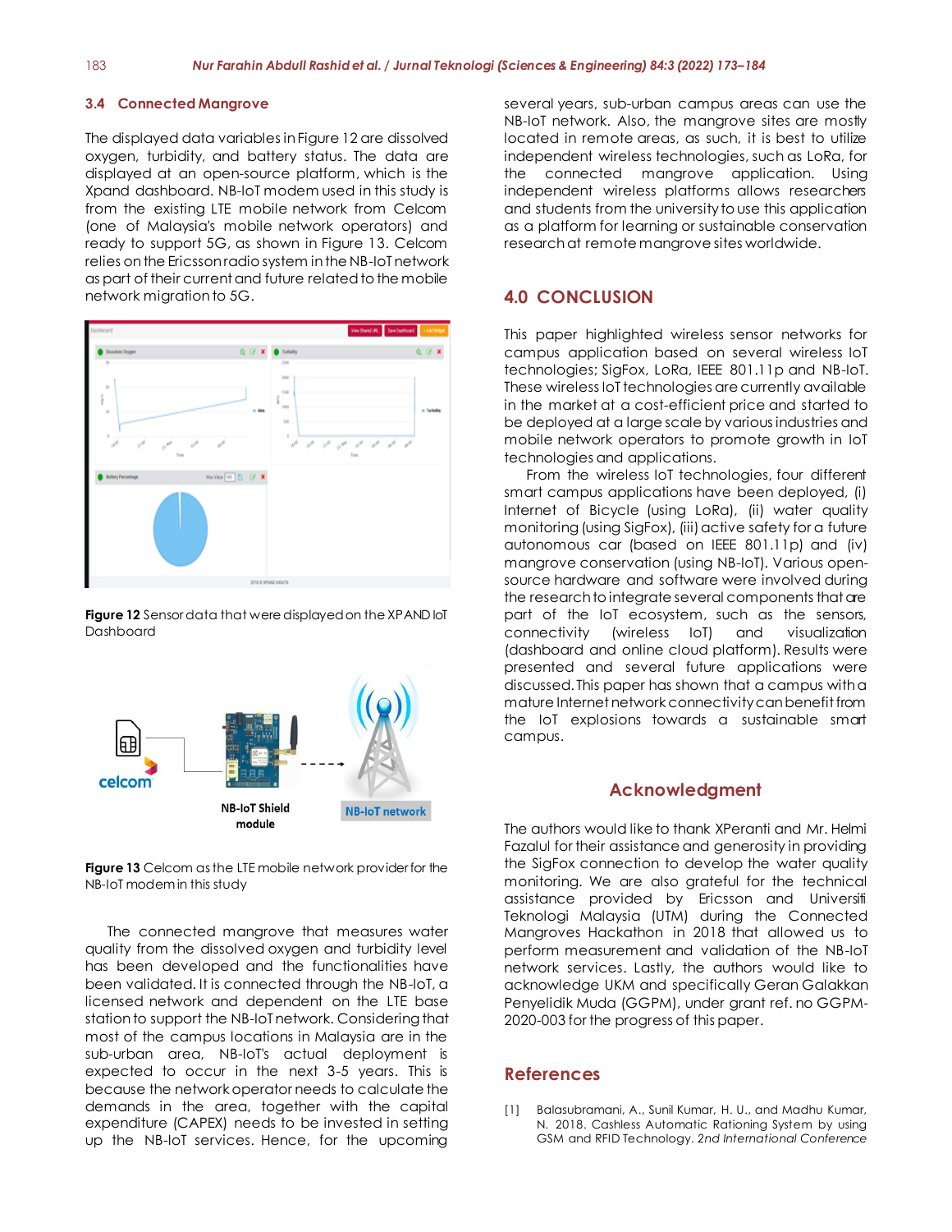### 3.4 Connected Mangrove

The displayed data variables in Figure 12 are dissolved oxygen, turbidity, and battery status. The data are displayed at an open-source platform, which is the Xpand dashboard. NB-IoT modem used in this study is from the existing LTE mobile network from Celcom (one of Malaysia's mobile network operators) and ready to support 5G, as shown in Figure 13. Celcom relies on the Ericsson radio system in the NB-IoT network as part of their current and future related to the mobile network migration to 5G.

**Figure 12** Sensor data that were displayed on the XPAND IoT Dashboard

**Figure 13** Celcom as the LTE mobile network provider for the NB-IoT modem in this study

The connected mangrove that measures water quality from the dissolved oxygen and turbidity level has been developed and the functionalities have been validated. It is connected through the NB-IoT, a licensed network and dependent on the LTE base station to support the NB-IoT network. Considering that most of the campus locations in Malaysia are in the sub-urban area, NB-IoT's actual deployment is expected to occur in the next 3-5 years. This is because the network operator needs to calculate the demands in the area, together with the capital expenditure (CAPEX) needs to be invested in setting up the NB-IoT services. Hence, for the upcoming several years, sub-urban campus areas can use the NB-IoT network. Also, the mangrove sites are mostly located in remote areas, as such, it is best to utilize independent wireless technologies, such as LoRa, for the connected mangrove application. Using independent wireless platforms allows researchers and students from the university to use this application as a platform for learning or sustainable conservation research at remote mangrove sites worldwide.

## 4.0 CONCLUSION

This paper highlighted wireless sensor networks for campus application based on several wireless IoT technologies; SigFox, LoRa, IEEE 801.11p and NB-IoT. These wireless IoT technologies are currently available in the market at a cost-efficient price and started to be deployed at a large scale by various industries and mobile network operators to promote growth in IoT technologies and applications.

From the wireless IoT technologies, four different smart campus applications have been deployed, (i) Internet of Bicycle (using LoRa), (ii) water quality monitoring (using SigFox), (iii) active safety for a future autonomous car (based on IEEE 801.11p) and (iv) mangrove conservation (using NB-IoT). Various open-source hardware and software were involved during the research to integrate several components that are part of the IoT ecosystem, such as the sensors, connectivity (wireless IoT) and visualization (dashboard and online cloud platform). Results were presented and several future applications were discussed. This paper has shown that a campus with a mature Internet network connectivity can benefit from the IoT explosions towards a sustainable smart campus.

## Acknowledgment

The authors would like to thank XPeranti and Mr. Helmi Fazalul for their assistance and generosity in providing the SigFox connection to develop the water quality monitoring. We are also grateful for the technical assistance provided by Ericsson and Universiti Teknologi Malaysia (UTM) during the Connected Mangroves Hackathon in 2018 that allowed us to perform measurement and validation of the NB-IoT network services. Lastly, the authors would like to acknowledge UKM and specifically Geran Galakkan Penyelidik Muda (GGPM), under grant ref. no GGPM-2020-003 for the progress of this paper.

## References

[1] Balasubramani, A., Sunil Kumar, H. U., and Madhu Kumar, N. 2018. Cashless Automatic Rationing System by using GSM and RFID Technology. *2nd International Conference*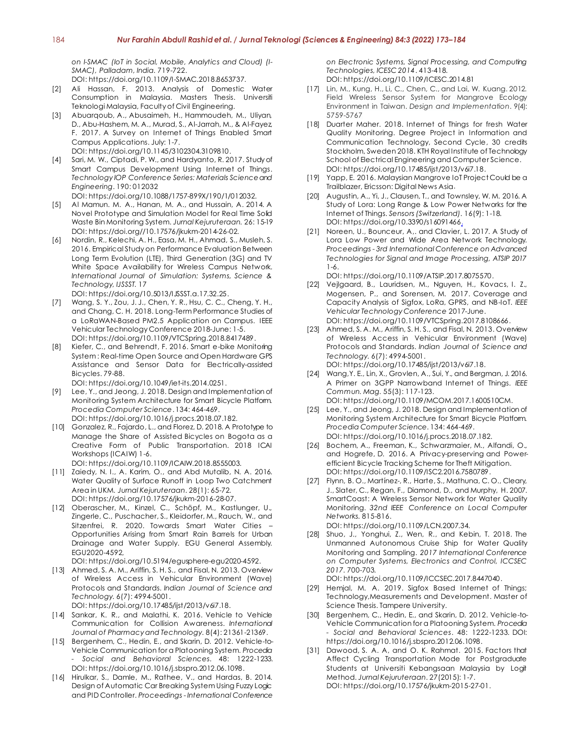*on I-SMAC (IoT in Social, Mobile, Analytics and Cloud) (I-SMAC), Palladam, India*. 719-722.
DOI: https://doi.org/10.1109/I-SMAC.2018.8653737.

[2] Ali Hassan, F. 2013. Analysis of Domestic Water Consumption in Malaysia. Masters Thesis. Universiti Teknologi Malaysia, Faculty of Civil Engineering.

[3] Abuarqoub, A., Abusaimeh, H., Hammoudeh, M., Uliyan, D., Abu-Hashem, M. A., Murad, S., Al-Jarrah, M., & Al-Fayez, F. 2017. A Survey on Internet of Things Enabled Smart Campus Applications. July: 1-7.
DOI: https://doi.org/10.1145/3102304.3109810.

[4] Sari, M. W., Ciptadi, P. W., and Hardyanto, R. 2017. Study of Smart Campus Development Using Internet of Things. *Technology IOP Conference Series: Materials Science and Engineering*. 190: 012032
DOI: https://doi.org/10.1088/1757-899X/190/1/012032.

[5] Al Mamun. M. A., Hanan, M. A., and Hussain, A. 2014. A Novel Prototype and Simulation Model for Real Time Solid Waste Bin Monitoring System. *Jurnal Kejuruteraan.* 26: 15-19
DOI: https://doi.org//10.17576/jkukm-2014-26-02.

[6] Nordin, R., Kelechi, A. H., Easa, M. H., Ahmad, S., Musleh, S. 2016. Empirical Study on Performance Evaluation Between Long Term Evolution (LTE), Third Generation (3G) and TV White Space Availability for Wireless Campus Network. *International Journal of Simulation: Systems, Science & Technology, IJSSST.* 17
DOI: https://doi.org/10.5013/IJSSST.a.17.32.25.

[7] Wang, S. Y., Zou, J. J., Chen, Y. R., Hsu, C. C., Cheng, Y. H., and Chang, C. H. 2018. Long-Term Performance Studies of a LoRaWAN-Based PM2.5 Application on Campus. IEEE Vehicular Technology Conference 2018-June: 1-5.
DOI: https://doi.org/10.1109/VTCSpring.2018.8417489.

[8] Kiefer, C., and Behrendt, F. 2016. Smart e-bike Monitoring System : Real-time Open Source and Open Hardware GPS Assistance and Sensor Data for Electrically-assisted Bicycles. 79-88.
DOI: https://doi.org/10.1049/iet-its.2014.0251.

[9] Lee, Y., and Jeong, J. 2018. Design and Implementation of Monitoring System Architecture for Smart Bicycle Platform. *Procedia Computer Science*. 134: 464-469.
DOI: https://doi.org/10.1016/j.procs.2018.07.182.

[10] Gonzalez, R., Fajardo, L., and Florez, D. 2018. A Prototype to Manage the Share of Assisted Bicycles on Bogota as a Creative Form of Public Transportation. 2018 ICAI Workshops (ICAIW) 1-6.
DOI: https://doi.org/10.1109/ICAIW.2018.8555003.

[11] Zaiedy, N. I., A. Karim, O., and Abd Mutalib, N. A. 2016. Water Quality of Surface Runoff in Loop Two Catchment Area in UKM. *Jurnal Kejuruteraan*. 28(1): 65-72.
DOI: https://doi.org/10.17576/jkukm-2016-28-07.

[12] Oberascher, M., Kinzel, C., Schöpf, M., Kastlunger, U., Zingerle, C., Puschacher, S., Kleidorfer, M., Rauch, W., and Sitzenfrei, R. 2020. Towards Smart Water Cities – Opportunities Arising from Smart Rain Barrels for Urban Drainage and Water Supply. EGU General Assembly. EGU2020-4592,
DOI: https://doi.org/10.5194/egusphere-egu2020-4592.

[13] Ahmed, S. A. M., Ariffin, S. H. S., and Fisal, N. 2013. Overview of Wireless Access in Vehicular Environment (Wave) Protocols and Standards. *Indian Journal of Science and Technology.* 6(7): 4994-5001.
DOI: https://doi.org/10.17485/ijst/2013/v6i7.18.

[14] Sankar, K. R., and Malathi, K. 2016. Vehicle to Vehicle Communication for Collision Awareness. *International Journal of Pharmacy and Technology*. 8(4): 21361-21369.

[15] Bergenhem, C., Hedin, E., and Skarin, D. 2012. Vehicle-to-Vehicle Communication for a Platooning System. *Procedia - Social and Behavioral Sciences*. 48: 1222-1233.
DOI: https://doi.org/10.1016/j.sbspro.2012.06.1098.

[16] Hirulkar, S., Damle, M., Rathee, V., and Hardas, B. 2014. Design of Automatic Car Breaking System Using Fuzzy Logic and PID Controller. *Proceedings - International Conference on Electronic Systems, Signal Processing, and Computing Technologies, ICESC 2014*. 413-418.
DOI: https://doi.org/10.1109/ICESC.2014.81

[17] Lin, M., Kung, H., Li, C., Chen, C., and Lai, W. Kuang. 2012. Field Wireless Sensor System for Mangrove Ecology Environment in Taiwan. *Design and Implementation*. 9(4): 5759-5767

[18] Duarter Maher. 2018. Internet of Things for fresh Water Quality Monitoring. Degree Project in Information and Communication Technology, Second Cycle, 30 credits Stockholm, Sweden 2018. KTH Royal Institute of Technology School of Electrical Engineering and Computer Science.
DOI: https://doi.org/10.17485/ijst/2013/v6i7.18.

[19] Yapp, E. 2016. Malaysian Mangrove IoT Project Could be a Trailblazer, Ericsson: Digital News Asia.

[20] Augustin, A., Yi, J., Clausen, T., and Townsley, W. M. 2016. A Study of Lora: Long Range & Low Power Networks for the Internet of Things. *Sensors (Switzerland)*. 16(9): 1-18.
DOI: https://doi.org/10.3390/s16091466.

[21] Noreen, U., Bounceur, A,. and Clavier, L. 2017. A Study of Lora Low Power and Wide Area Network Technology. *Proceedings - 3rd International Conference on Advanced Technologies for Signal and Image Processing, ATSIP 2017* 1-6.
DOI: https://doi.org/10.1109/ATSIP.2017.8075570.

[22] Vejlgaard, B., Lauridsen, M., Nguyen, H., Kovacs, I. Z., Mogensen, P., and Sorensen, M. 2017. Coverage and Capacity Analysis of Sigfox, LoRa, GPRS, and NB-IoT. *IEEE Vehicular Technology Conference* 2017-June.
DOI: https://doi.org/10.1109/VTCSpring.2017.8108666.

[23] Ahmed, S. A. M., Ariffin, S. H. S., and Fisal, N. 2013. Overview of Wireless Access in Vehicular Environment (Wave) Protocols and Standards. *Indian Journal of Science and Technology.* 6(7): 4994-5001.
DOI: https://doi.org/10.17485/ijst/2013/v6i7.18.

[24] Wang,Y. E., Lin, X., Grovlen, A., Sui, Y., and Bergman, J. 2016. A Primer on 3GPP Narrowband Internet of Things. *IEEE Commun. Mag.* 55(3): 117-123.
DOI: https://doi.org/10.1109/MCOM.2017.1600510CM.

[25] Lee, Y., and Jeong, J. 2018. Design and Implementation of Monitoring System Architecture for Smart Bicycle Platform. *Procedia Computer Science*. 134: 464-469.
DOI: https://doi.org/10.1016/j.procs.2018.07.182.

[26] Bochem, A., Freeman, K., Schwarzmaier, M., Alfandi, O., and Hogrefe, D. 2016. A Privacy-preserving and Power-efficient Bicycle Tracking Scheme for Theft Mitigation.
DOI: https://doi.org/10.1109/ISC2.2016.7580789.

[27] Flynn, B. O., Martínez-, R., Harte, S., Mathuna, C. O., Cleary, J., Slater, C., Regan, F., Diamond, D., and Murphy, H. 2007. SmartCoast: A Wireless Sensor Network for Water Quality Monitoring. *32nd IEEE Conference on Local Computer Networks.* 815-816.
DOI: https://doi.org/10.1109/LCN.2007.34.

[28] Shuo, J., Yonghui, Z., Wen, R., and Kebin, T. 2018. The Unmanned Autonomous Cruise Ship for Water Quality Monitoring and Sampling. *2017 International Conference on Computer Systems, Electronics and Control, ICCSEC 2017.* 700-703.
DOI: https://doi.org/10.1109/ICCSEC.2017.8447040.

[29] Hemjal, M. A. 2019. Sigfox Based Internet of Things; Technology,Measurements and Development. Master of Science Thesis. Tampere University.

[30] Bergenhem, C., Hedin, E., and Skarin, D. 2012. Vehicle-to-Vehicle Communication for a Platooning System. *Procedia - Social and Behavioral Sciences*. 48: 1222-1233. DOI: https://doi.org/10.1016/j.sbspro.2012.06.1098.

[31] Dawood, S. A. A, and O. K. Rahmat. 2015. Factors that Affect Cycling Transportation Mode for Postgraduate Students at Universiti Kebangsaan Malaysia by Logit Method. *Jurnal Kejuruteraan*. 27(2015): 1-7.
DOI: https://doi.org/10.17576/jkukm-2015-27-01.